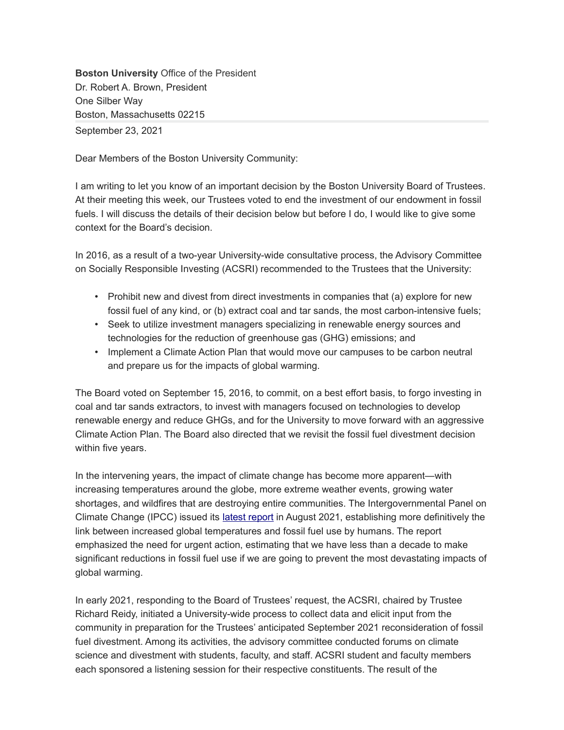**Boston University** Office of the President
Dr. Robert A. Brown, President
One Silber Way
Boston, Massachusetts 02215

September 23, 2021

Dear Members of the Boston University Community:

I am writing to let you know of an important decision by the Boston University Board of Trustees. At their meeting this week, our Trustees voted to end the investment of our endowment in fossil fuels. I will discuss the details of their decision below but before I do, I would like to give some context for the Board's decision.

In 2016, as a result of a two-year University-wide consultative process, the Advisory Committee on Socially Responsible Investing (ACSRI) recommended to the Trustees that the University:

- Prohibit new and divest from direct investments in companies that (a) explore for new fossil fuel of any kind, or (b) extract coal and tar sands, the most carbon-intensive fuels;
- Seek to utilize investment managers specializing in renewable energy sources and technologies for the reduction of greenhouse gas (GHG) emissions; and
- Implement a Climate Action Plan that would move our campuses to be carbon neutral and prepare us for the impacts of global warming.

The Board voted on September 15, 2016, to commit, on a best effort basis, to forgo investing in coal and tar sands extractors, to invest with managers focused on technologies to develop renewable energy and reduce GHGs, and for the University to move forward with an aggressive Climate Action Plan. The Board also directed that we revisit the fossil fuel divestment decision within five years.

In the intervening years, the impact of climate change has become more apparent—with increasing temperatures around the globe, more extreme weather events, growing water shortages, and wildfires that are destroying entire communities. The Intergovernmental Panel on Climate Change (IPCC) issued its latest report in August 2021, establishing more definitively the link between increased global temperatures and fossil fuel use by humans. The report emphasized the need for urgent action, estimating that we have less than a decade to make significant reductions in fossil fuel use if we are going to prevent the most devastating impacts of global warming.

In early 2021, responding to the Board of Trustees' request, the ACSRI, chaired by Trustee Richard Reidy, initiated a University-wide process to collect data and elicit input from the community in preparation for the Trustees' anticipated September 2021 reconsideration of fossil fuel divestment. Among its activities, the advisory committee conducted forums on climate science and divestment with students, faculty, and staff. ACSRI student and faculty members each sponsored a listening session for their respective constituents. The result of the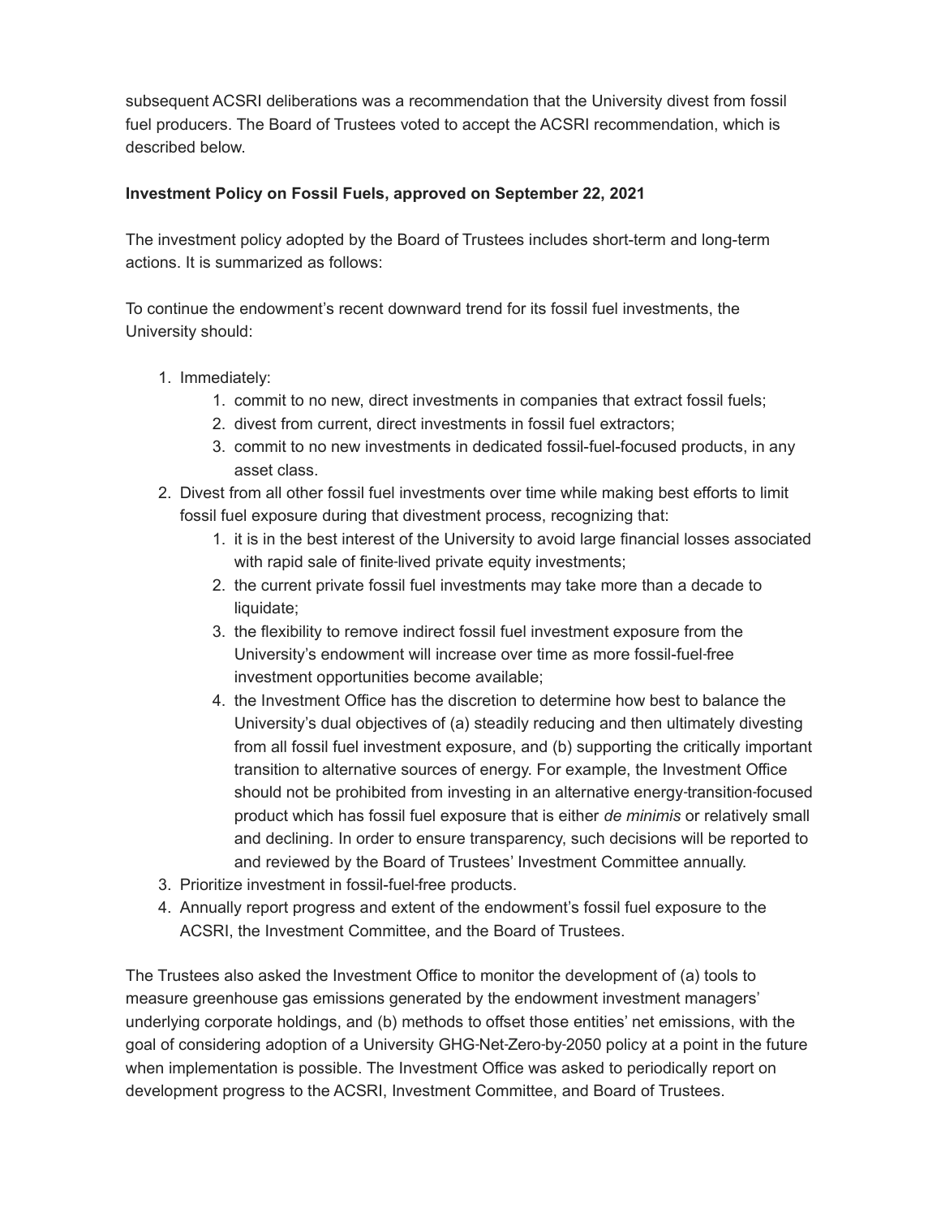subsequent ACSRI deliberations was a recommendation that the University divest from fossil fuel producers. The Board of Trustees voted to accept the ACSRI recommendation, which is described below.

**Investment Policy on Fossil Fuels, approved on September 22, 2021**

The investment policy adopted by the Board of Trustees includes short-term and long-term actions. It is summarized as follows:

To continue the endowment's recent downward trend for its fossil fuel investments, the University should:

1. Immediately:
    1. commit to no new, direct investments in companies that extract fossil fuels;
    2. divest from current, direct investments in fossil fuel extractors;
    3. commit to no new investments in dedicated fossil-fuel-focused products, in any asset class.
2. Divest from all other fossil fuel investments over time while making best efforts to limit fossil fuel exposure during that divestment process, recognizing that:
    1. it is in the best interest of the University to avoid large financial losses associated with rapid sale of finite-lived private equity investments;
    2. the current private fossil fuel investments may take more than a decade to liquidate;
    3. the flexibility to remove indirect fossil fuel investment exposure from the University's endowment will increase over time as more fossil-fuel-free investment opportunities become available;
    4. the Investment Office has the discretion to determine how best to balance the University's dual objectives of (a) steadily reducing and then ultimately divesting from all fossil fuel investment exposure, and (b) supporting the critically important transition to alternative sources of energy. For example, the Investment Office should not be prohibited from investing in an alternative energy-transition-focused product which has fossil fuel exposure that is either *de minimis* or relatively small and declining. In order to ensure transparency, such decisions will be reported to and reviewed by the Board of Trustees' Investment Committee annually.
3. Prioritize investment in fossil-fuel-free products.
4. Annually report progress and extent of the endowment's fossil fuel exposure to the ACSRI, the Investment Committee, and the Board of Trustees.

The Trustees also asked the Investment Office to monitor the development of (a) tools to measure greenhouse gas emissions generated by the endowment investment managers' underlying corporate holdings, and (b) methods to offset those entities' net emissions, with the goal of considering adoption of a University GHG-Net-Zero-by-2050 policy at a point in the future when implementation is possible. The Investment Office was asked to periodically report on development progress to the ACSRI, Investment Committee, and Board of Trustees.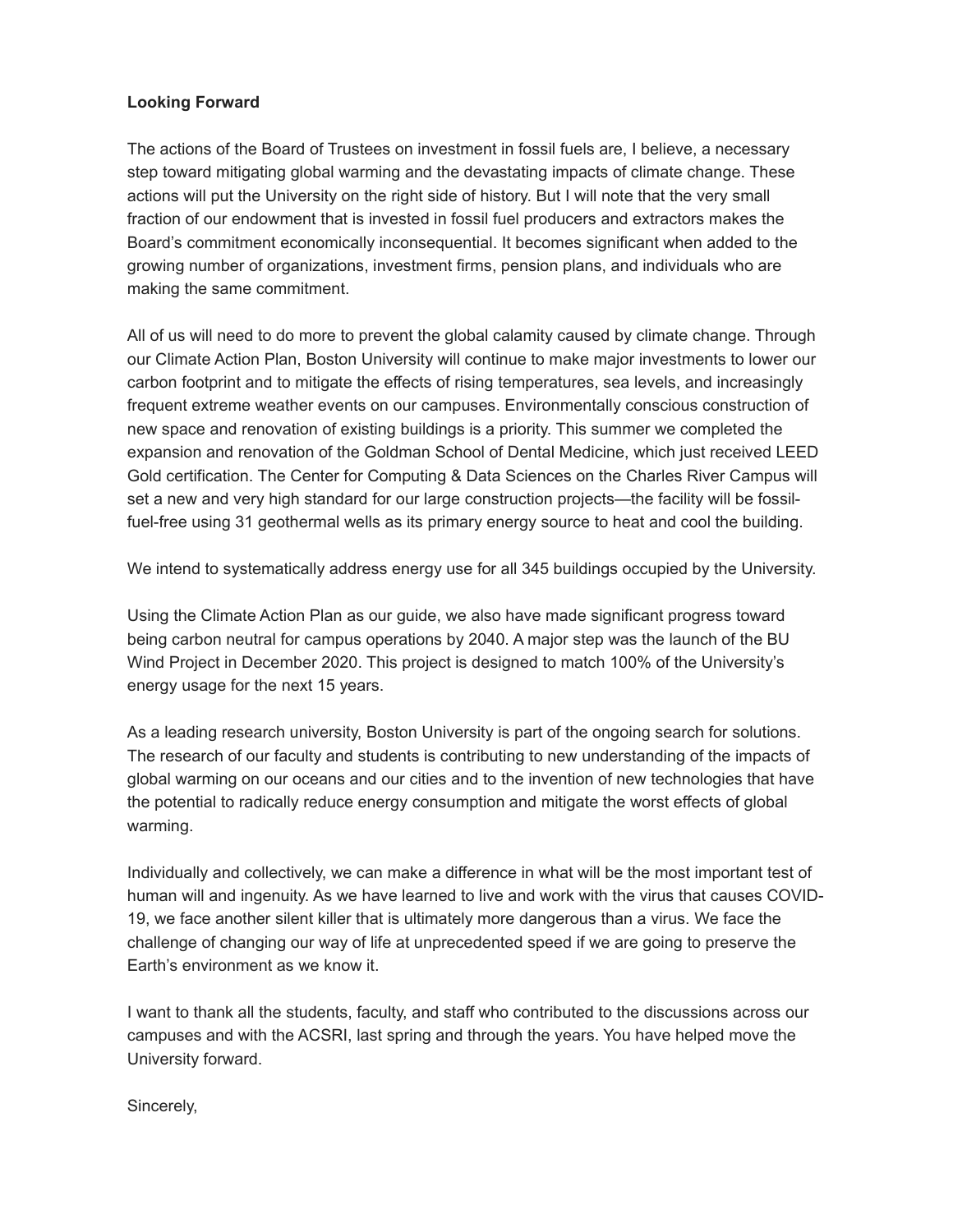**Looking Forward**

The actions of the Board of Trustees on investment in fossil fuels are, I believe, a necessary step toward mitigating global warming and the devastating impacts of climate change. These actions will put the University on the right side of history. But I will note that the very small fraction of our endowment that is invested in fossil fuel producers and extractors makes the Board's commitment economically inconsequential. It becomes significant when added to the growing number of organizations, investment firms, pension plans, and individuals who are making the same commitment.

All of us will need to do more to prevent the global calamity caused by climate change. Through our Climate Action Plan, Boston University will continue to make major investments to lower our carbon footprint and to mitigate the effects of rising temperatures, sea levels, and increasingly frequent extreme weather events on our campuses. Environmentally conscious construction of new space and renovation of existing buildings is a priority. This summer we completed the expansion and renovation of the Goldman School of Dental Medicine, which just received LEED Gold certification. The Center for Computing & Data Sciences on the Charles River Campus will set a new and very high standard for our large construction projects—the facility will be fossil-fuel-free using 31 geothermal wells as its primary energy source to heat and cool the building.

We intend to systematically address energy use for all 345 buildings occupied by the University.

Using the Climate Action Plan as our guide, we also have made significant progress toward being carbon neutral for campus operations by 2040. A major step was the launch of the BU Wind Project in December 2020. This project is designed to match 100% of the University's energy usage for the next 15 years.

As a leading research university, Boston University is part of the ongoing search for solutions. The research of our faculty and students is contributing to new understanding of the impacts of global warming on our oceans and our cities and to the invention of new technologies that have the potential to radically reduce energy consumption and mitigate the worst effects of global warming.

Individually and collectively, we can make a difference in what will be the most important test of human will and ingenuity. As we have learned to live and work with the virus that causes COVID-19, we face another silent killer that is ultimately more dangerous than a virus. We face the challenge of changing our way of life at unprecedented speed if we are going to preserve the Earth's environment as we know it.

I want to thank all the students, faculty, and staff who contributed to the discussions across our campuses and with the ACSRI, last spring and through the years. You have helped move the University forward.

Sincerely,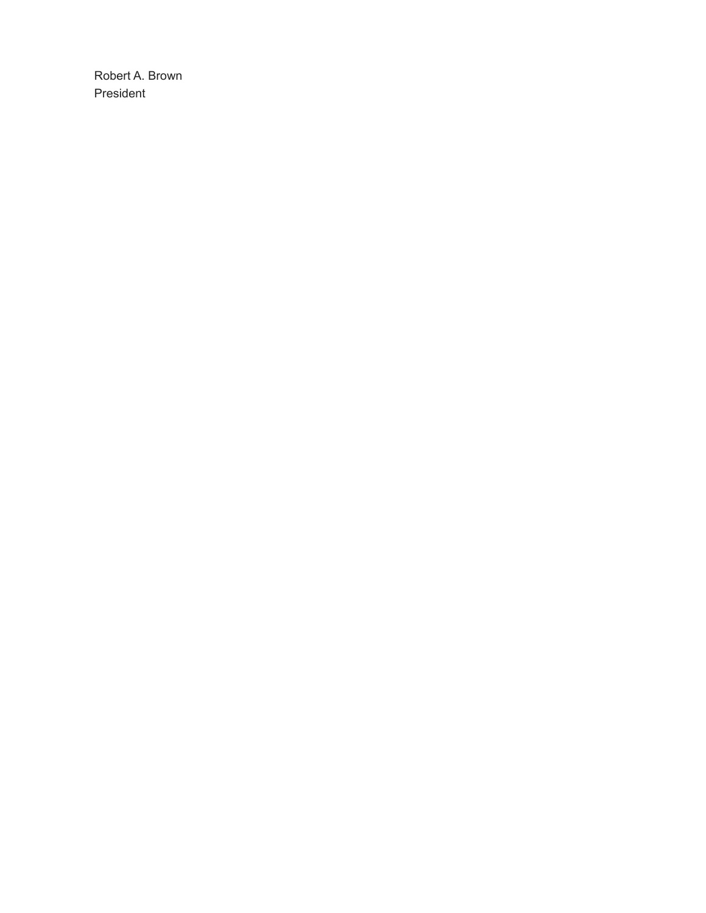Robert A. Brown  
President